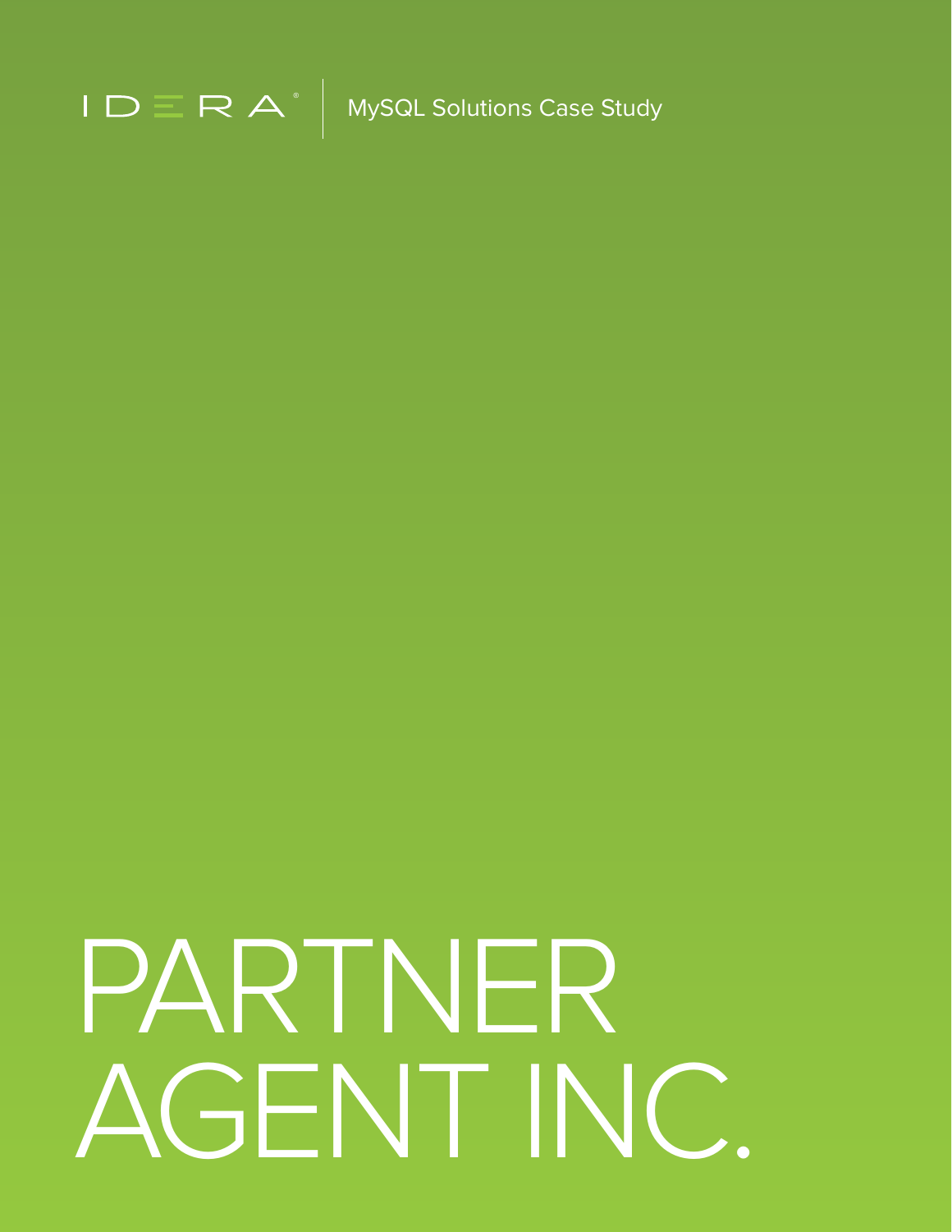IDERA | MySQL Solutions Case Study

# PARTNER AGENT INC.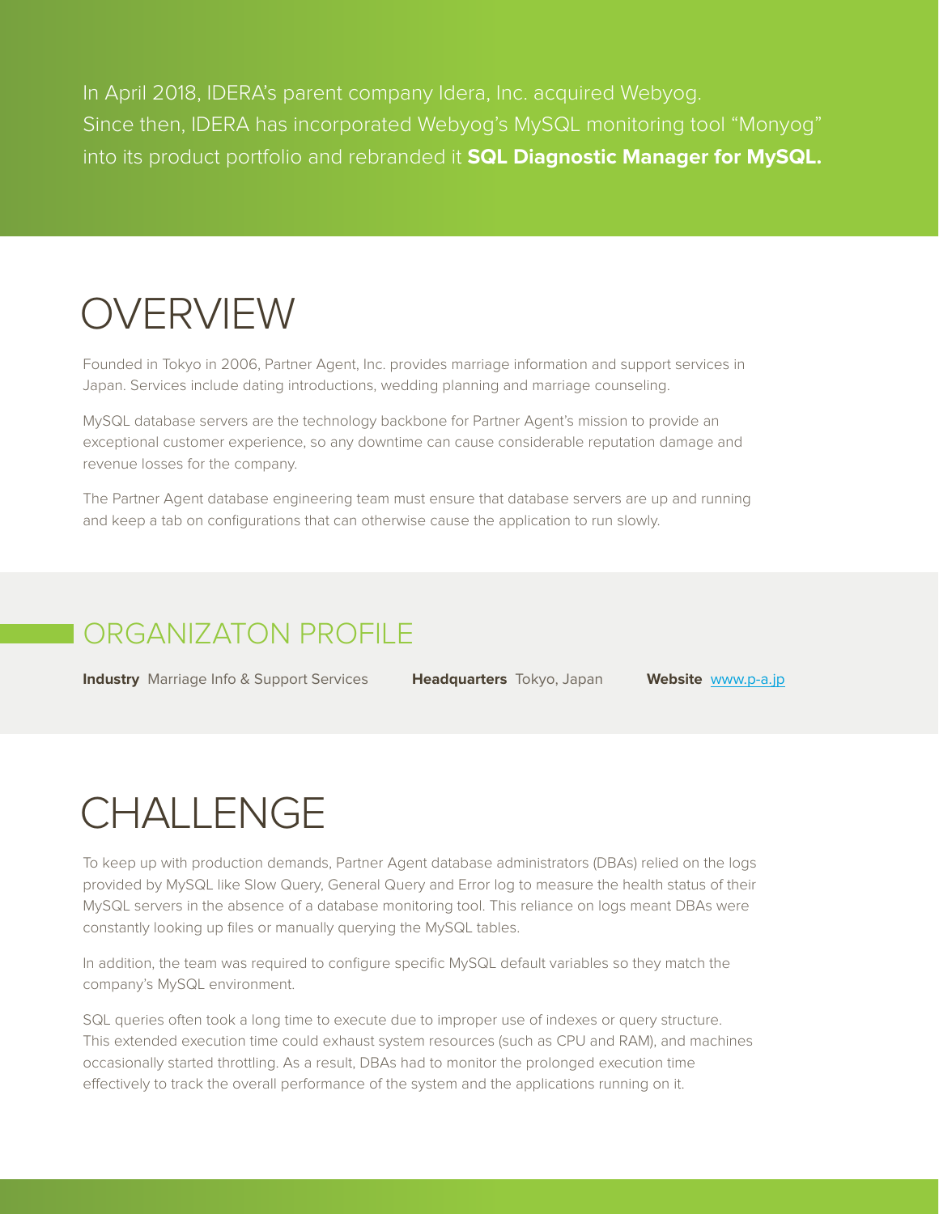In April 2018, IDERA's parent company Idera, Inc. acquired Webyog. Since then, IDERA has incorporated Webyog's MySQL monitoring tool "Monyog" into its product portfolio and rebranded it **SQL Diagnostic Manager for MySQL.**

# OVERVIEW

Founded in Tokyo in 2006, Partner Agent, Inc. provides marriage information and support services in Japan. Services include dating introductions, wedding planning and marriage counseling.

MySQL database servers are the technology backbone for Partner Agent's mission to provide an exceptional customer experience, so any downtime can cause considerable reputation damage and revenue losses for the company.

The Partner Agent database engineering team must ensure that database servers are up and running and keep a tab on configurations that can otherwise cause the application to run slowly.

## ORGANIZATON PROFILE

**Industry** Marriage Info & Support Services **Headquarters** Tokyo, Japan **Website** www.p-a.jp

# CHALLENGE

To keep up with production demands, Partner Agent database administrators (DBAs) relied on the logs provided by MySQL like Slow Query, General Query and Error log to measure the health status of their MySQL servers in the absence of a database monitoring tool. This reliance on logs meant DBAs were constantly looking up files or manually querying the MySQL tables.

In addition, the team was required to configure specific MySQL default variables so they match the company's MySQL environment.

SQL queries often took a long time to execute due to improper use of indexes or query structure. This extended execution time could exhaust system resources (such as CPU and RAM), and machines occasionally started throttling. As a result, DBAs had to monitor the prolonged execution time effectively to track the overall performance of the system and the applications running on it.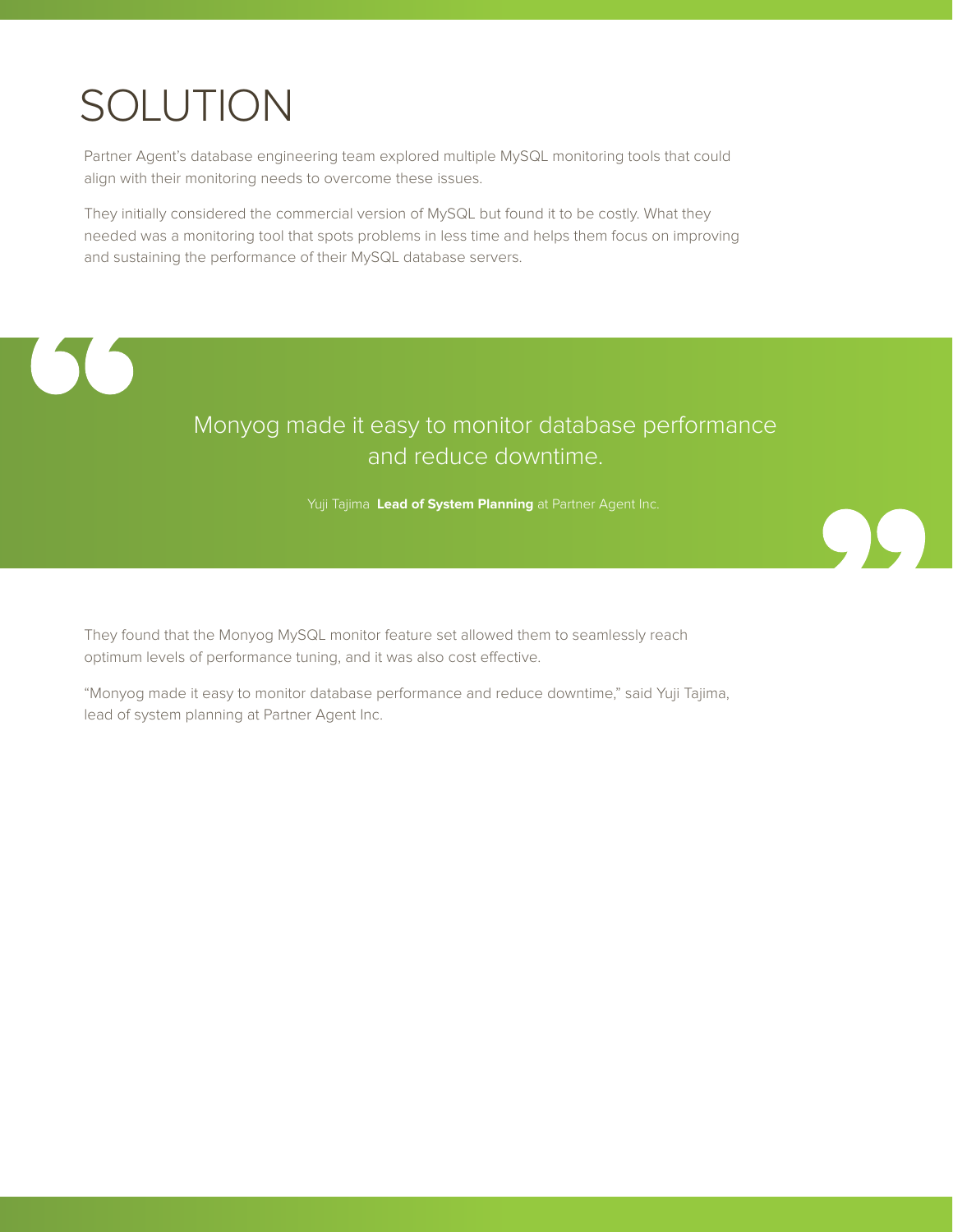# SOLUTION

Partner Agent's database engineering team explored multiple MySQL monitoring tools that could align with their monitoring needs to overcome these issues.

They initially considered the commercial version of MySQL but found it to be costly. What they needed was a monitoring tool that spots problems in less time and helps them focus on improving and sustaining the performance of their MySQL database servers.

> Monyog made it easy to monitor database performance and reduce downtime.
>
> Yuji Tajima **Lead of System Planning** at Partner Agent Inc.

They found that the Monyog MySQL monitor feature set allowed them to seamlessly reach optimum levels of performance tuning, and it was also cost effective.

"Monyog made it easy to monitor database performance and reduce downtime," said Yuji Tajima, lead of system planning at Partner Agent Inc.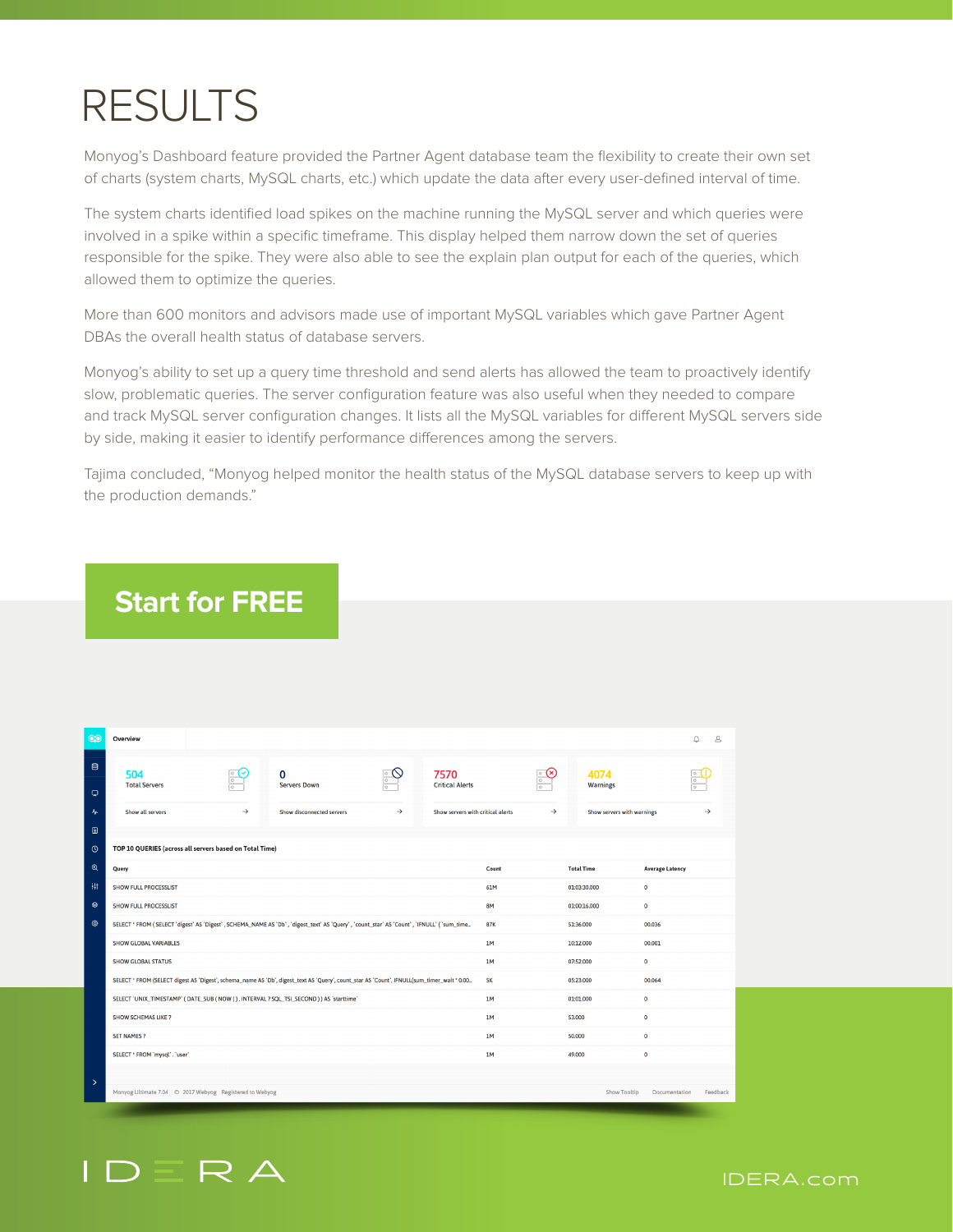# RESULTS

Monyog's Dashboard feature provided the Partner Agent database team the flexibility to create their own set of charts (system charts, MySQL charts, etc.) which update the data after every user-defined interval of time.

The system charts identified load spikes on the machine running the MySQL server and which queries were involved in a spike within a specific timeframe. This display helped them narrow down the set of queries responsible for the spike. They were also able to see the explain plan output for each of the queries, which allowed them to optimize the queries.

More than 600 monitors and advisors made use of important MySQL variables which gave Partner Agent DBAs the overall health status of database servers.

Monyog's ability to set up a query time threshold and send alerts has allowed the team to proactively identify slow, problematic queries. The server configuration feature was also useful when they needed to compare and track MySQL server configuration changes. It lists all the MySQL variables for different MySQL servers side by side, making it easier to identify performance differences among the servers.

Tajima concluded, "Monyog helped monitor the health status of the MySQL database servers to keep up with the production demands."

**Start for FREE**

Overview

504 Total Servers — Show all servers

0 Servers Down — Show disconnected servers

7570 Critical Alerts — Show servers with critical alerts

4074 Warnings — Show servers with warnings

TOP 10 QUERIES (across all servers based on Total Time)

| Query | Count | Total Time | Average Latency |
|---|---|---|---|
| SHOW FULL PROCESSLIST | 61M | 01:03:30.000 | 0 |
| SHOW FULL PROCESSLIST | 8M | 01:00:16.000 | 0 |
| SELECT * FROM ( SELECT `digest` AS `Digest` , SCHEMA_NAME AS `Db` , `digest_text` AS `Query` , `count_star` AS `Count` , `IFNULL` ( `sum_time... | 87K | 51:36.000 | 00.036 |
| SHOW GLOBAL VARIABLES | 1M | 10:12.000 | 00.001 |
| SHOW GLOBAL STATUS | 1M | 07:52.000 | 0 |
| SELECT * FROM (SELECT digest AS `Digest`, schema_name AS `Db`, digest_text AS `Query`, count_star AS `Count`, IFNULL(sum_timer_wait * 0.00... | 5K | 05:23.000 | 00.064 |
| SELECT `UNIX_TIMESTAMP` ( DATE_SUB ( NOW ( ) , INTERVAL ? SQL_TSI_SECOND ) ) AS `starttime` | 1M | 01:01.000 | 0 |
| SHOW SCHEMAS LIKE ? | 1M | 53.000 | 0 |
| SET NAMES ? | 1M | 50.000 | 0 |
| SELECT * FROM `mysql` . `user` | 1M | 49.000 | 0 |

Monyog Ultimate 7.04 © 2017 Webyog Registered to Webyog — Show Tooltip — Documentation — Feedback

IDERA

IDERA.com